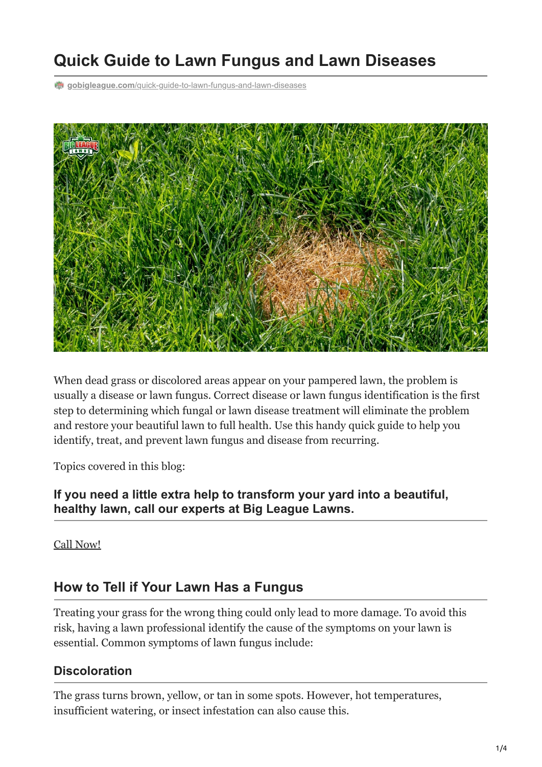# Quick Guide to Lawn Fungus and Lawn Diseases

gobigleague.com/quick-guide-to-lawn-fungus-and-lawn-diseases

When dead grass or discolored areas appear on your pampered lawn, the problem is usually a disease or lawn fungus. Correct disease or lawn fungus identification is the first step to determining which fungal or lawn disease treatment will eliminate the problem and restore your beautiful lawn to full health. Use this handy quick guide to help you identify, treat, and prevent lawn fungus and disease from recurring.

Topics covered in this blog:

### If you need a little extra help to transform your yard into a beautiful, healthy lawn, call our experts at Big League Lawns.

Call Now!

## How to Tell if Your Lawn Has a Fungus

Treating your grass for the wrong thing could only lead to more damage. To avoid this risk, having a lawn professional identify the cause of the symptoms on your lawn is essential. Common symptoms of lawn fungus include:

### Discoloration

The grass turns brown, yellow, or tan in some spots. However, hot temperatures, insufficient watering, or insect infestation can also cause this.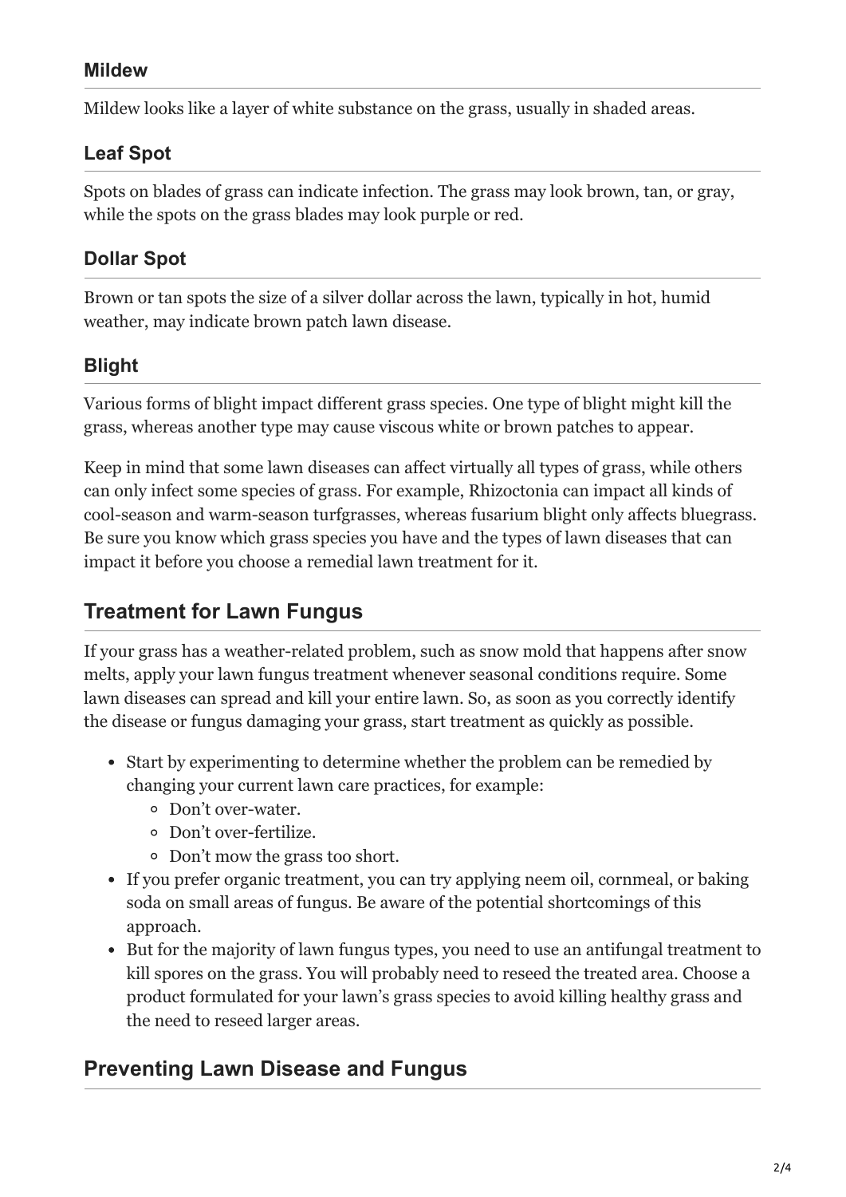### Mildew

Mildew looks like a layer of white substance on the grass, usually in shaded areas.

### Leaf Spot

Spots on blades of grass can indicate infection. The grass may look brown, tan, or gray, while the spots on the grass blades may look purple or red.

### Dollar Spot

Brown or tan spots the size of a silver dollar across the lawn, typically in hot, humid weather, may indicate brown patch lawn disease.

### Blight

Various forms of blight impact different grass species. One type of blight might kill the grass, whereas another type may cause viscous white or brown patches to appear.

Keep in mind that some lawn diseases can affect virtually all types of grass, while others can only infect some species of grass. For example, Rhizoctonia can impact all kinds of cool-season and warm-season turfgrasses, whereas fusarium blight only affects bluegrass. Be sure you know which grass species you have and the types of lawn diseases that can impact it before you choose a remedial lawn treatment for it.

## Treatment for Lawn Fungus

If your grass has a weather-related problem, such as snow mold that happens after snow melts, apply your lawn fungus treatment whenever seasonal conditions require. Some lawn diseases can spread and kill your entire lawn. So, as soon as you correctly identify the disease or fungus damaging your grass, start treatment as quickly as possible.

- Start by experimenting to determine whether the problem can be remedied by changing your current lawn care practices, for example:
  - Don't over-water.
  - Don't over-fertilize.
  - Don't mow the grass too short.
- If you prefer organic treatment, you can try applying neem oil, cornmeal, or baking soda on small areas of fungus. Be aware of the potential shortcomings of this approach.
- But for the majority of lawn fungus types, you need to use an antifungal treatment to kill spores on the grass. You will probably need to reseed the treated area. Choose a product formulated for your lawn's grass species to avoid killing healthy grass and the need to reseed larger areas.

## Preventing Lawn Disease and Fungus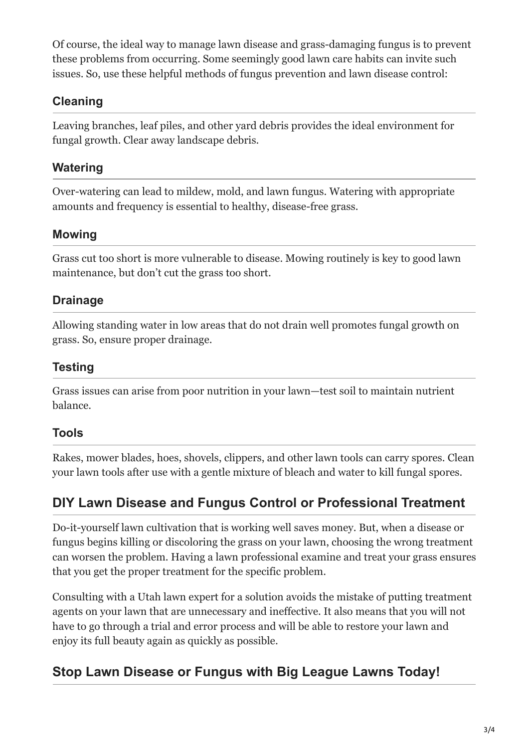Of course, the ideal way to manage lawn disease and grass-damaging fungus is to prevent these problems from occurring. Some seemingly good lawn care habits can invite such issues. So, use these helpful methods of fungus prevention and lawn disease control:

### Cleaning

Leaving branches, leaf piles, and other yard debris provides the ideal environment for fungal growth. Clear away landscape debris.

### Watering

Over-watering can lead to mildew, mold, and lawn fungus. Watering with appropriate amounts and frequency is essential to healthy, disease-free grass.

### Mowing

Grass cut too short is more vulnerable to disease. Mowing routinely is key to good lawn maintenance, but don't cut the grass too short.

### Drainage

Allowing standing water in low areas that do not drain well promotes fungal growth on grass. So, ensure proper drainage.

### Testing

Grass issues can arise from poor nutrition in your lawn—test soil to maintain nutrient balance.

### Tools

Rakes, mower blades, hoes, shovels, clippers, and other lawn tools can carry spores. Clean your lawn tools after use with a gentle mixture of bleach and water to kill fungal spores.

## DIY Lawn Disease and Fungus Control or Professional Treatment

Do-it-yourself lawn cultivation that is working well saves money. But, when a disease or fungus begins killing or discoloring the grass on your lawn, choosing the wrong treatment can worsen the problem. Having a lawn professional examine and treat your grass ensures that you get the proper treatment for the specific problem.

Consulting with a Utah lawn expert for a solution avoids the mistake of putting treatment agents on your lawn that are unnecessary and ineffective. It also means that you will not have to go through a trial and error process and will be able to restore your lawn and enjoy its full beauty again as quickly as possible.

## Stop Lawn Disease or Fungus with Big League Lawns Today!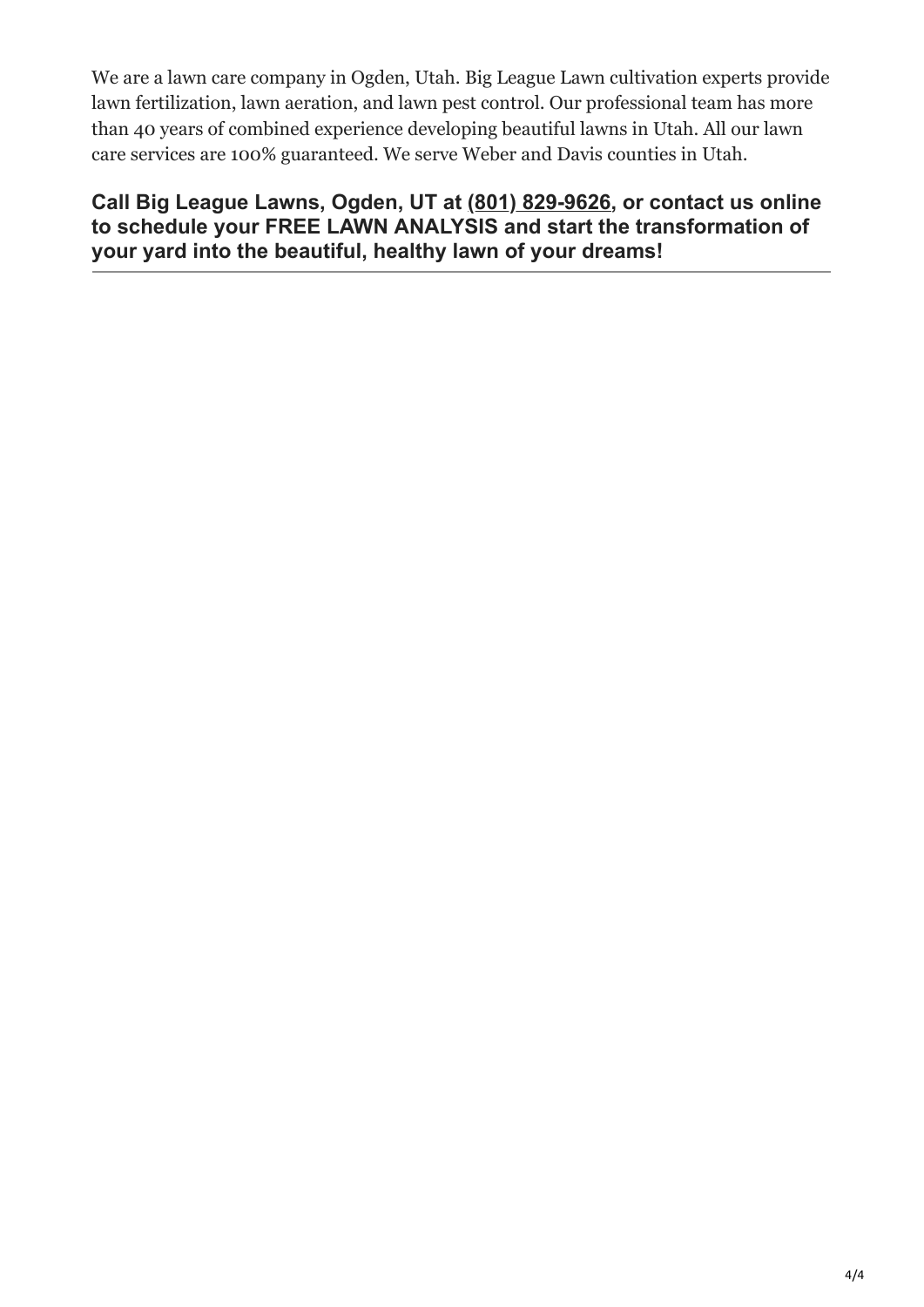We are a lawn care company in Ogden, Utah. Big League Lawn cultivation experts provide lawn fertilization, lawn aeration, and lawn pest control. Our professional team has more than 40 years of combined experience developing beautiful lawns in Utah. All our lawn care services are 100% guaranteed. We serve Weber and Davis counties in Utah.

**Call Big League Lawns, Ogden, UT at (801) 829-9626, or contact us online to schedule your FREE LAWN ANALYSIS and start the transformation of your yard into the beautiful, healthy lawn of your dreams!**

---